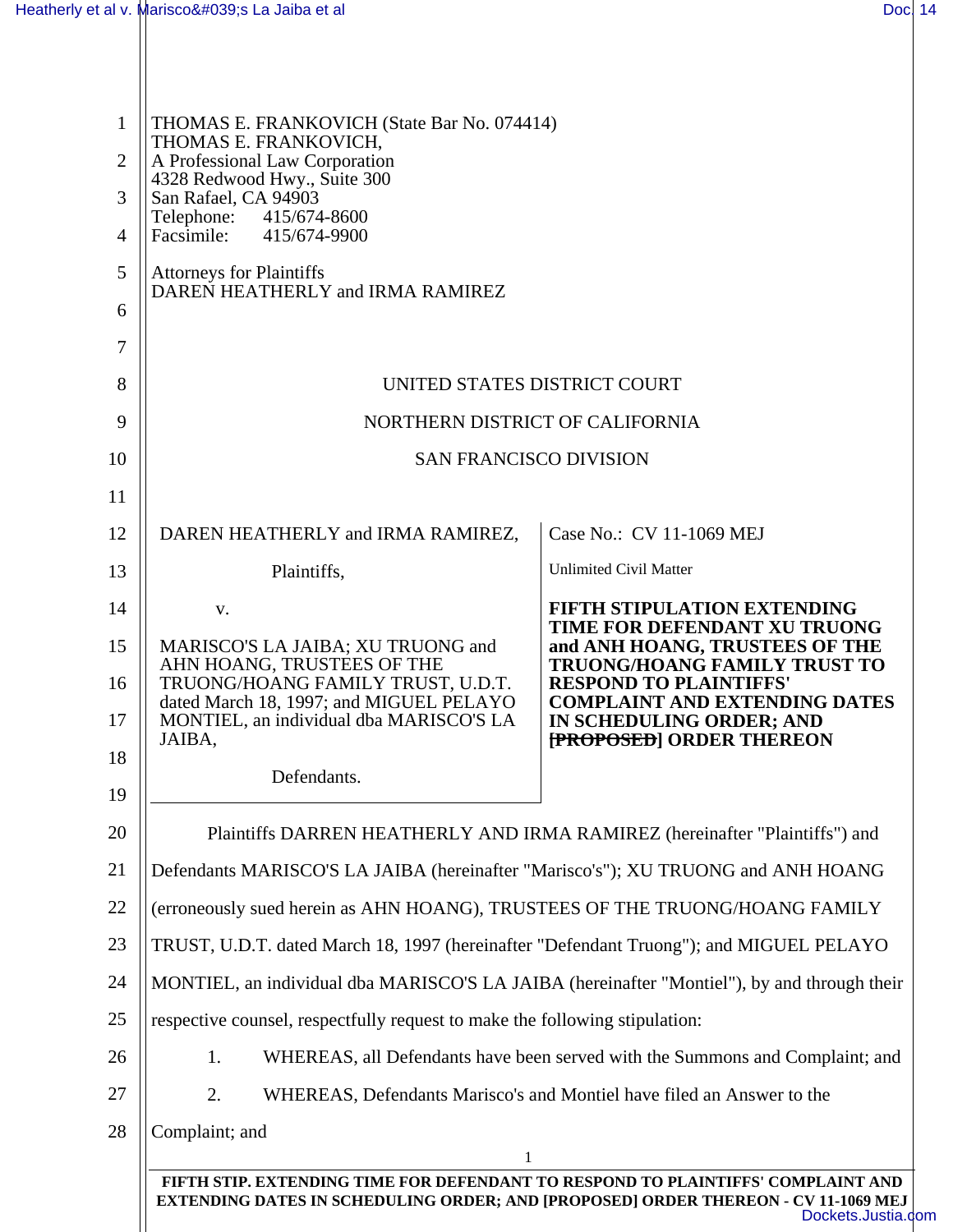THOMAS E. FRANKOVICH (State Bar No. 074414)
THOMAS E. FRANKOVICH,
A Professional Law Corporation
4328 Redwood Hwy., Suite 300
San Rafael, CA 94903
Telephone: 415/674-8600
Facsimile: 415/674-9900

Attorneys for Plaintiffs
DAREN HEATHERLY and IRMA RAMIREZ

UNITED STATES DISTRICT COURT

NORTHERN DISTRICT OF CALIFORNIA

SAN FRANCISCO DIVISION

| | |
|---|---|
| DAREN HEATHERLY and IRMA RAMIREZ,<br><br>Plaintiffs,<br><br>v.<br><br>MARISCO'S LA JAIBA; XU TRUONG and AHN HOANG, TRUSTEES OF THE TRUONG/HOANG FAMILY TRUST, U.D.T. dated March 18, 1997; and MIGUEL PELAYO MONTIEL, an individual dba MARISCO'S LA JAIBA,<br><br>Defendants. | Case No.: CV 11-1069 MEJ<br><br>Unlimited Civil Matter<br><br>**FIFTH STIPULATION EXTENDING TIME FOR DEFENDANT XU TRUONG and ANH HOANG, TRUSTEES OF THE TRUONG/HOANG FAMILY TRUST TO RESPOND TO PLAINTIFFS' COMPLAINT AND EXTENDING DATES IN SCHEDULING ORDER; AND ~~[PROPOSED]~~ ORDER THEREON** |

Plaintiffs DARREN HEATHERLY AND IRMA RAMIREZ (hereinafter "Plaintiffs") and Defendants MARISCO'S LA JAIBA (hereinafter "Marisco's"); XU TRUONG and ANH HOANG (erroneously sued herein as AHN HOANG), TRUSTEES OF THE TRUONG/HOANG FAMILY TRUST, U.D.T. dated March 18, 1997 (hereinafter "Defendant Truong"); and MIGUEL PELAYO MONTIEL, an individual dba MARISCO'S LA JAIBA (hereinafter "Montiel"), by and through their respective counsel, respectfully request to make the following stipulation:

1. WHEREAS, all Defendants have been served with the Summons and Complaint; and

2. WHEREAS, Defendants Marisco's and Montiel have filed an Answer to the Complaint; and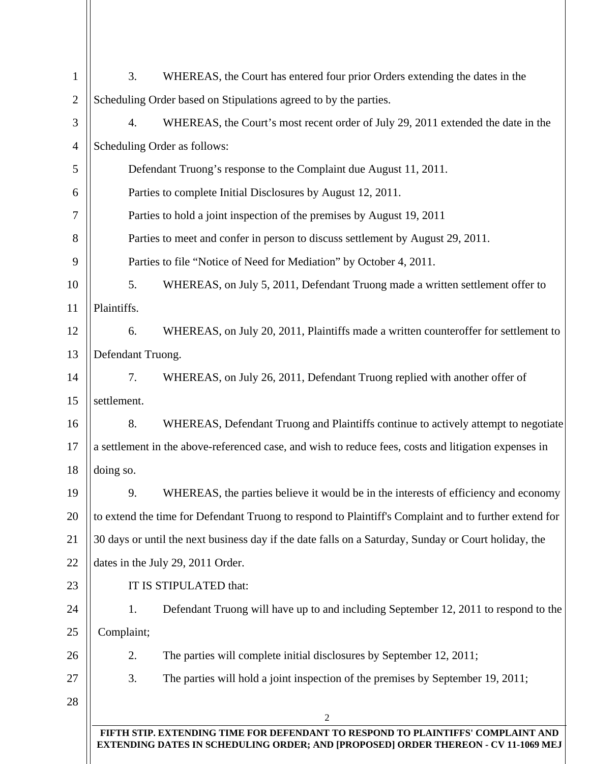3. WHEREAS, the Court has entered four prior Orders extending the dates in the Scheduling Order based on Stipulations agreed to by the parties.

4. WHEREAS, the Court's most recent order of July 29, 2011 extended the date in the Scheduling Order as follows:

Defendant Truong's response to the Complaint due August 11, 2011.

Parties to complete Initial Disclosures by August 12, 2011.

Parties to hold a joint inspection of the premises by August 19, 2011

Parties to meet and confer in person to discuss settlement by August 29, 2011.

Parties to file "Notice of Need for Mediation" by October 4, 2011.

5. WHEREAS, on July 5, 2011, Defendant Truong made a written settlement offer to Plaintiffs.

6. WHEREAS, on July 20, 2011, Plaintiffs made a written counteroffer for settlement to Defendant Truong.

7. WHEREAS, on July 26, 2011, Defendant Truong replied with another offer of settlement.

8. WHEREAS, Defendant Truong and Plaintiffs continue to actively attempt to negotiate a settlement in the above-referenced case, and wish to reduce fees, costs and litigation expenses in doing so.

9. WHEREAS, the parties believe it would be in the interests of efficiency and economy to extend the time for Defendant Truong to respond to Plaintiff's Complaint and to further extend for 30 days or until the next business day if the date falls on a Saturday, Sunday or Court holiday, the dates in the July 29, 2011 Order.

IT IS STIPULATED that:

1. Defendant Truong will have up to and including September 12, 2011 to respond to the Complaint;

2. The parties will complete initial disclosures by September 12, 2011;

3. The parties will hold a joint inspection of the premises by September 19, 2011;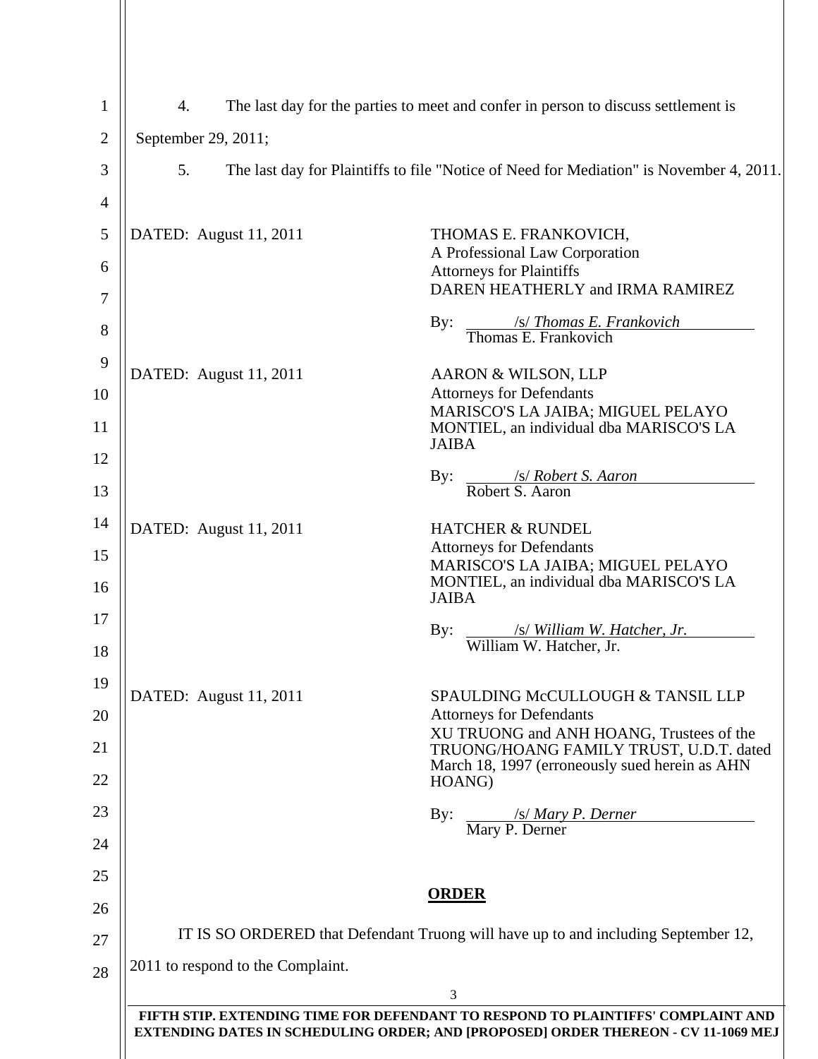4. The last day for the parties to meet and confer in person to discuss settlement is September 29, 2011;

5. The last day for Plaintiffs to file "Notice of Need for Mediation" is November 4, 2011.

DATED: August 11, 2011

THOMAS E. FRANKOVICH,
A Professional Law Corporation
Attorneys for Plaintiffs
DAREN HEATHERLY and IRMA RAMIREZ

By: /s/ *Thomas E. Frankovich*
Thomas E. Frankovich

DATED: August 11, 2011

AARON & WILSON, LLP
Attorneys for Defendants
MARISCO'S LA JAIBA; MIGUEL PELAYO MONTIEL, an individual dba MARISCO'S LA JAIBA

By: /s/ *Robert S. Aaron*
Robert S. Aaron

DATED: August 11, 2011

HATCHER & RUNDEL
Attorneys for Defendants
MARISCO'S LA JAIBA; MIGUEL PELAYO MONTIEL, an individual dba MARISCO'S LA JAIBA

By: /s/ *William W. Hatcher, Jr.*
William W. Hatcher, Jr.

DATED: August 11, 2011

SPAULDING McCULLOUGH & TANSIL LLP
Attorneys for Defendants
XU TRUONG and ANH HOANG, Trustees of the TRUONG/HOANG FAMILY TRUST, U.D.T. dated March 18, 1997 (erroneously sued herein as AHN HOANG)

By: /s/ *Mary P. Derner*
Mary P. Derner

## ORDER

IT IS SO ORDERED that Defendant Truong will have up to and including September 12, 2011 to respond to the Complaint.

**FIFTH STIP. EXTENDING TIME FOR DEFENDANT TO RESPOND TO PLAINTIFFS' COMPLAINT AND EXTENDING DATES IN SCHEDULING ORDER; AND [PROPOSED] ORDER THEREON - CV 11-1069 MEJ**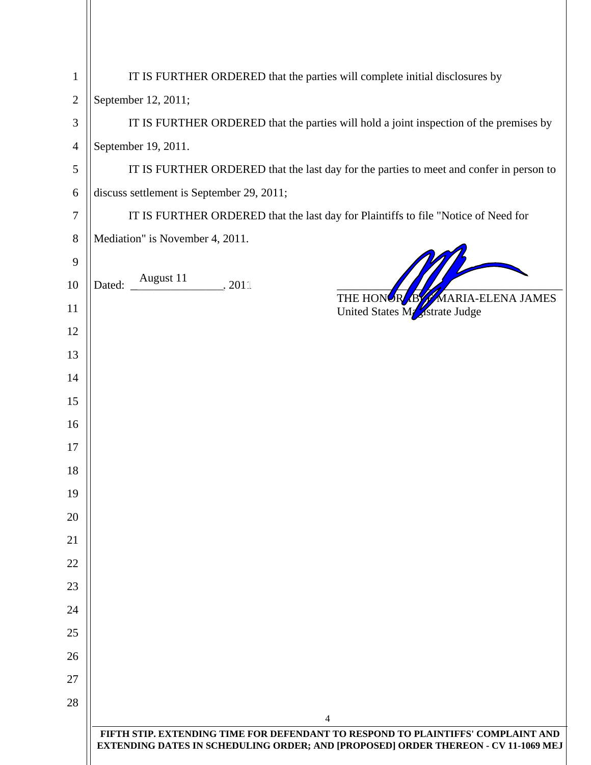IT IS FURTHER ORDERED that the parties will complete initial disclosures by September 12, 2011;

IT IS FURTHER ORDERED that the parties will hold a joint inspection of the premises by September 19, 2011.

IT IS FURTHER ORDERED that the last day for the parties to meet and confer in person to discuss settlement is September 29, 2011;

IT IS FURTHER ORDERED that the last day for Plaintiffs to file "Notice of Need for Mediation" is November 4, 2011.

Dated: August 11, 2011

THE HONORABLE MARIA-ELENA JAMES
United States Magistrate Judge

**FIFTH STIP. EXTENDING TIME FOR DEFENDANT TO RESPOND TO PLAINTIFFS' COMPLAINT AND EXTENDING DATES IN SCHEDULING ORDER; AND [PROPOSED] ORDER THEREON - CV 11-1069 MEJ**